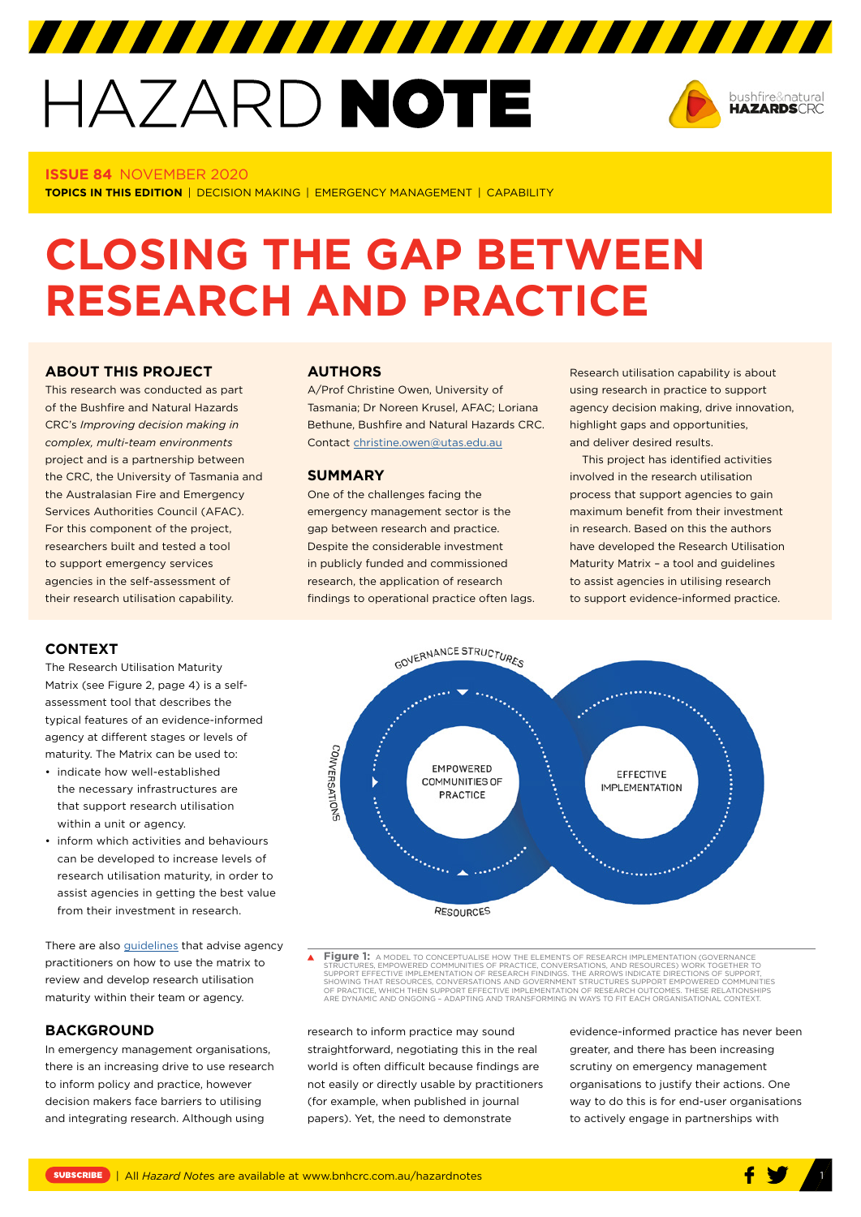# HAZARD NOTE

**ISSUE 84** NOVEMBER 2020

**TOPICS IN THIS EDITION** | DECISION MAKING | EMERGENCY MANAGEMENT | CAPABILITY

# CLOSING THE GAP BETWEEN RESEARCH AND PRACTICE

## ABOUT THIS PROJECT

This research was conducted as part of the Bushfire and Natural Hazards CRC's *Improving decision making in complex, multi-team environments* project and is a partnership between the CRC, the University of Tasmania and the Australasian Fire and Emergency Services Authorities Council (AFAC). For this component of the project, researchers built and tested a tool to support emergency services agencies in the self-assessment of their research utilisation capability.

## AUTHORS

A/Prof Christine Owen, University of Tasmania; Dr Noreen Krusel, AFAC; Loriana Bethune, Bushfire and Natural Hazards CRC. Contact christine.owen@utas.edu.au

## SUMMARY

One of the challenges facing the emergency management sector is the gap between research and practice. Despite the considerable investment in publicly funded and commissioned research, the application of research findings to operational practice often lags. Research utilisation capability is about using research in practice to support agency decision making, drive innovation, highlight gaps and opportunities, and deliver desired results.

This project has identified activities involved in the research utilisation process that support agencies to gain maximum benefit from their investment in research. Based on this the authors have developed the Research Utilisation Maturity Matrix – a tool and guidelines to assist agencies in utilising research to support evidence-informed practice.

## CONTEXT

The Research Utilisation Maturity Matrix (see Figure 2, page 4) is a self-assessment tool that describes the typical features of an evidence-informed agency at different stages or levels of maturity. The Matrix can be used to:

- indicate how well-established the necessary infrastructures are that support research utilisation within a unit or agency.
- inform which activities and behaviours can be developed to increase levels of research utilisation maturity, in order to assist agencies in getting the best value from their investment in research.

There are also guidelines that advise agency practitioners on how to use the matrix to review and develop research utilisation maturity within their team or agency.

GOVERNANCE STRUCTURES

CONVERSATIONS

EMPOWERED COMMUNITIES OF PRACTICE

EFFECTIVE IMPLEMENTATION

RESOURCES

**Figure 1:** A MODEL TO CONCEPTUALISE HOW THE ELEMENTS OF RESEARCH IMPLEMENTATION (GOVERNANCE STRUCTURES, EMPOWERED COMMUNITIES OF PRACTICE, CONVERSATIONS, AND RESOURCES) WORK TOGETHER TO SUPPORT EFFECTIVE IMPLEMENTATION OF RESEARCH FINDINGS. THE ARROWS INDICATE DIRECTIONS OF SUPPORT, SHOWING THAT RESOURCES, CONVERSATIONS AND GOVERNMENT STRUCTURES SUPPORT EMPOWERED COMMUNITIES OF PRACTICE, WHICH THEN SUPPORT EFFECTIVE IMPLEMENTATION OF RESEARCH OUTCOMES. THESE RELATIONSHIPS ARE DYNAMIC AND ONGOING – ADAPTING AND TRANSFORMING IN WAYS TO FIT EACH ORGANISATIONAL CONTEXT.

## BACKGROUND

In emergency management organisations, there is an increasing drive to use research to inform policy and practice, however decision makers face barriers to utilising and integrating research. Although using research to inform practice may sound straightforward, negotiating this in the real world is often difficult because findings are not easily or directly usable by practitioners (for example, when published in journal papers). Yet, the need to demonstrate evidence-informed practice has never been greater, and there has been increasing scrutiny on emergency management organisations to justify their actions. One way to do this is for end-user organisations to actively engage in partnerships with

SUBSCRIBE | All *Hazard Notes* are available at www.bnhcrc.com.au/hazardnotes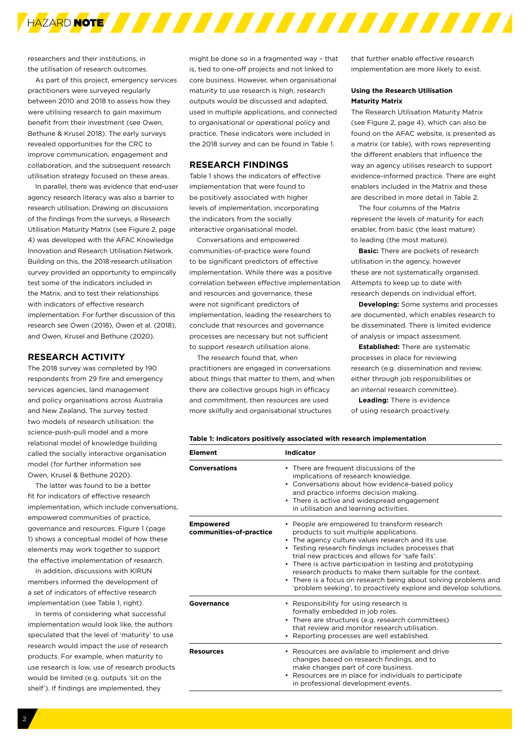researchers and their institutions, in the utilisation of research outcomes.

As part of this project, emergency services practitioners were surveyed regularly between 2010 and 2018 to assess how they were utilising research to gain maximum benefit from their investment (see Owen, Bethune & Krusel 2018). The early surveys revealed opportunities for the CRC to improve communication, engagement and collaboration, and the subsequent research utilisation strategy focused on these areas.

In parallel, there was evidence that end-user agency research literacy was also a barrier to research utilisation. Drawing on discussions of the findings from the surveys, a Research Utilisation Maturity Matrix (see Figure 2, page 4) was developed with the AFAC Knowledge Innovation and Research Utilisation Network. Building on this, the 2018 research utilisation survey provided an opportunity to empirically test some of the indicators included in the Matrix, and to test their relationships with indicators of effective research implementation. For further discussion of this research see Owen (2018), Owen et al. (2018), and Owen, Krusel and Bethune (2020).

## RESEARCH ACTIVITY

The 2018 survey was completed by 190 respondents from 29 fire and emergency services agencies, land management and policy organisations across Australia and New Zealand. The survey tested two models of research utilisation: the science-push-pull model and a more relational model of knowledge building called the socially interactive organisation model (for further information see Owen, Krusel & Bethune 2020).

The latter was found to be a better fit for indicators of effective research implementation, which include conversations, empowered communities of practice, governance and resources. Figure 1 (page 1) shows a conceptual model of how these elements may work together to support the effective implementation of research.

In addition, discussions with KIRUN members informed the development of a set of indicators of effective research implementation (see Table 1, right).

In terms of considering what successful implementation would look like, the authors speculated that the level of 'maturity' to use research would impact the use of research products. For example, when maturity to use research is low, use of research products would be limited (e.g. outputs 'sit on the shelf'). If findings are implemented, they might be done so in a fragmented way – that is, tied to one-off projects and not linked to core business. However, when organisational maturity to use research is high, research outputs would be discussed and adapted, used in multiple applications, and connected to organisational or operational policy and practice. These indicators were included in the 2018 survey and can be found in Table 1.

## RESEARCH FINDINGS

Table 1 shows the indicators of effective implementation that were found to be positively associated with higher levels of implementation, incorporating the indicators from the socially interactive organisational model.

Conversations and empowered communities-of-practice were found to be significant predictors of effective implementation. While there was a positive correlation between effective implementation and resources and governance, these were not significant predictors of implementation, leading the researchers to conclude that resources and governance processes are necessary but not sufficient to support research utilisation alone.

The research found that, when practitioners are engaged in conversations about things that matter to them, and when there are collective groups high in efficacy and commitment, then resources are used more skilfully and organisational structures that further enable effective research implementation are more likely to exist.

### Using the Research Utilisation Maturity Matrix

The Research Utilisation Maturity Matrix (see Figure 2, page 4), which can also be found on the AFAC website, is presented as a matrix (or table), with rows representing the different enablers that influence the way an agency utilises research to support evidence-informed practice. There are eight enablers included in the Matrix and these are described in more detail in Table 2.

The four columns of the Matrix represent the levels of maturity for each enabler, from basic (the least mature) to leading (the most mature).

**Basic:** There are pockets of research utilisation in the agency, however these are not systematically organised. Attempts to keep up to date with research depends on individual effort.

**Developing:** Some systems and processes are documented, which enables research to be disseminated. There is limited evidence of analysis or impact assessment.

**Established:** There are systematic processes in place for reviewing research (e.g. dissemination and review, either through job responsibilities or an internal research committee).

**Leading:** There is evidence of using research proactively.

**Table 1: Indicators positively associated with research implementation**

| Element | Indicator |
|---|---|
| **Conversations** | • There are frequent discussions of the implications of research knowledge.<br>• Conversations about how evidence-based policy and practice informs decision making.<br>• There is active and widespread engagement in utilisation and learning activities. |
| **Empowered communities-of-practice** | • People are empowered to transform research products to suit multiple applications.<br>• The agency culture values research and its use.<br>• Testing research findings includes processes that trial new practices and allows for 'safe fails'.<br>• There is active participation in testing and prototyping research products to make them suitable for the context.<br>• There is a focus on research being about solving problems and 'problem seeking', to proactively explore and develop solutions. |
| **Governance** | • Responsibility for using research is formally embedded in job roles.<br>• There are structures (e.g. research committees) that review and monitor research utilisation.<br>• Reporting processes are well established. |
| **Resources** | • Resources are available to implement and drive changes based on research findings, and to make changes part of core business.<br>• Resources are in place for individuals to participate in professional development events. |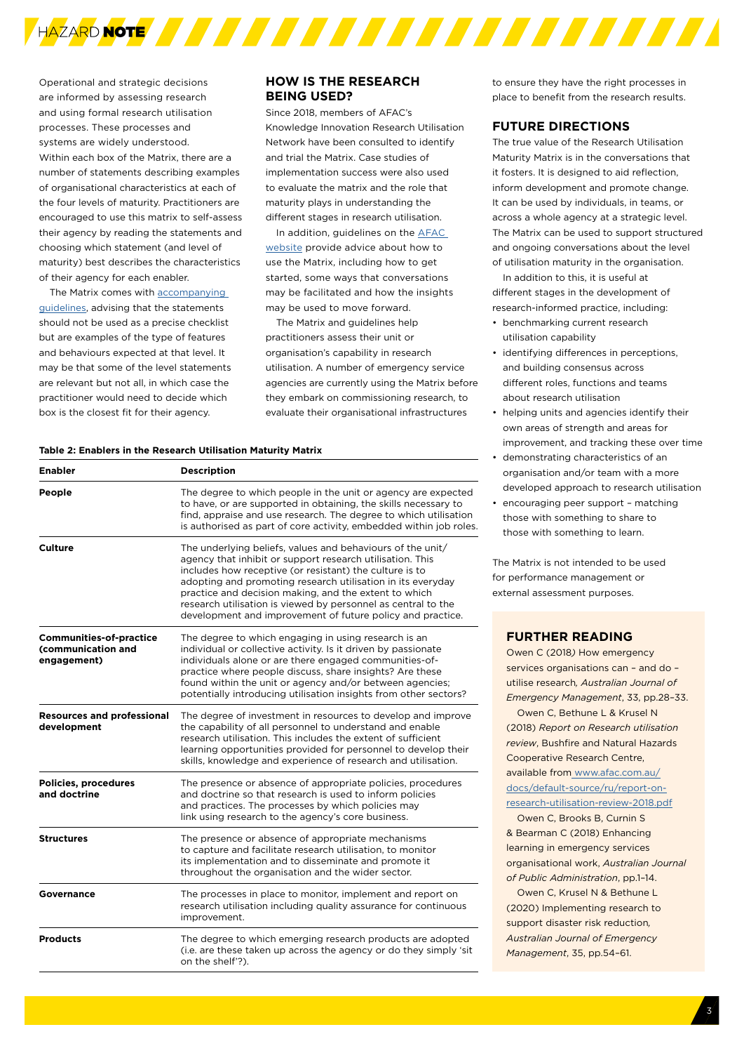Operational and strategic decisions are informed by assessing research and using formal research utilisation processes. These processes and systems are widely understood. Within each box of the Matrix, there are a number of statements describing examples of organisational characteristics at each of the four levels of maturity. Practitioners are encouraged to use this matrix to self-assess their agency by reading the statements and choosing which statement (and level of maturity) best describes the characteristics of their agency for each enabler.

The Matrix comes with accompanying guidelines, advising that the statements should not be used as a precise checklist but are examples of the type of features and behaviours expected at that level. It may be that some of the level statements are relevant but not all, in which case the practitioner would need to decide which box is the closest fit for their agency.

## HOW IS THE RESEARCH BEING USED?

Since 2018, members of AFAC's Knowledge Innovation Research Utilisation Network have been consulted to identify and trial the Matrix. Case studies of implementation success were also used to evaluate the matrix and the role that maturity plays in understanding the different stages in research utilisation.

In addition, guidelines on the AFAC website provide advice about how to use the Matrix, including how to get started, some ways that conversations may be facilitated and how the insights may be used to move forward.

The Matrix and guidelines help practitioners assess their unit or organisation's capability in research utilisation. A number of emergency service agencies are currently using the Matrix before they embark on commissioning research, to evaluate their organisational infrastructures to ensure they have the right processes in place to benefit from the research results.

**Table 2: Enablers in the Research Utilisation Maturity Matrix**

| Enabler | Description |
|---|---|
| **People** | The degree to which people in the unit or agency are expected to have, or are supported in obtaining, the skills necessary to find, appraise and use research. The degree to which utilisation is authorised as part of core activity, embedded within job roles. |
| **Culture** | The underlying beliefs, values and behaviours of the unit/agency that inhibit or support research utilisation. This includes how receptive (or resistant) the culture is to adopting and promoting research utilisation in its everyday practice and decision making, and the extent to which research utilisation is viewed by personnel as central to the development and improvement of future policy and practice. |
| **Communities-of-practice (communication and engagement)** | The degree to which engaging in using research is an individual or collective activity. Is it driven by passionate individuals alone or are there engaged communities-of-practice where people discuss, share insights? Are these found within the unit or agency and/or between agencies; potentially introducing utilisation insights from other sectors? |
| **Resources and professional development** | The degree of investment in resources to develop and improve the capability of all personnel to understand and enable research utilisation. This includes the extent of sufficient learning opportunities provided for personnel to develop their skills, knowledge and experience of research and utilisation. |
| **Policies, procedures and doctrine** | The presence or absence of appropriate policies, procedures and doctrine so that research is used to inform policies and practices. The processes by which policies may link using research to the agency's core business. |
| **Structures** | The presence or absence of appropriate mechanisms to capture and facilitate research utilisation, to monitor its implementation and to disseminate and promote it throughout the organisation and the wider sector. |
| **Governance** | The processes in place to monitor, implement and report on research utilisation including quality assurance for continuous improvement. |
| **Products** | The degree to which emerging research products are adopted (i.e. are these taken up across the agency or do they simply 'sit on the shelf'?). |

## FUTURE DIRECTIONS

The true value of the Research Utilisation Maturity Matrix is in the conversations that it fosters. It is designed to aid reflection, inform development and promote change. It can be used by individuals, in teams, or across a whole agency at a strategic level. The Matrix can be used to support structured and ongoing conversations about the level of utilisation maturity in the organisation.

In addition to this, it is useful at different stages in the development of research-informed practice, including:

- benchmarking current research utilisation capability
- identifying differences in perceptions, and building consensus across different roles, functions and teams about research utilisation
- helping units and agencies identify their own areas of strength and areas for improvement, and tracking these over time
- demonstrating characteristics of an organisation and/or team with a more developed approach to research utilisation
- encouraging peer support – matching those with something to share to those with something to learn.

The Matrix is not intended to be used for performance management or external assessment purposes.

## FURTHER READING

Owen C (2018) How emergency services organisations can – and do – utilise research, *Australian Journal of Emergency Management*, 33, pp.28–33.

Owen C, Bethune L & Krusel N (2018) *Report on Research utilisation review*, Bushfire and Natural Hazards Cooperative Research Centre, available from www.afac.com.au/docs/default-source/ru/report-on-research-utilisation-review-2018.pdf

Owen C, Brooks B, Curnin S & Bearman C (2018) Enhancing learning in emergency services organisational work, *Australian Journal of Public Administration*, pp.1–14.

Owen C, Krusel N & Bethune L (2020) Implementing research to support disaster risk reduction, *Australian Journal of Emergency Management*, 35, pp.54–61.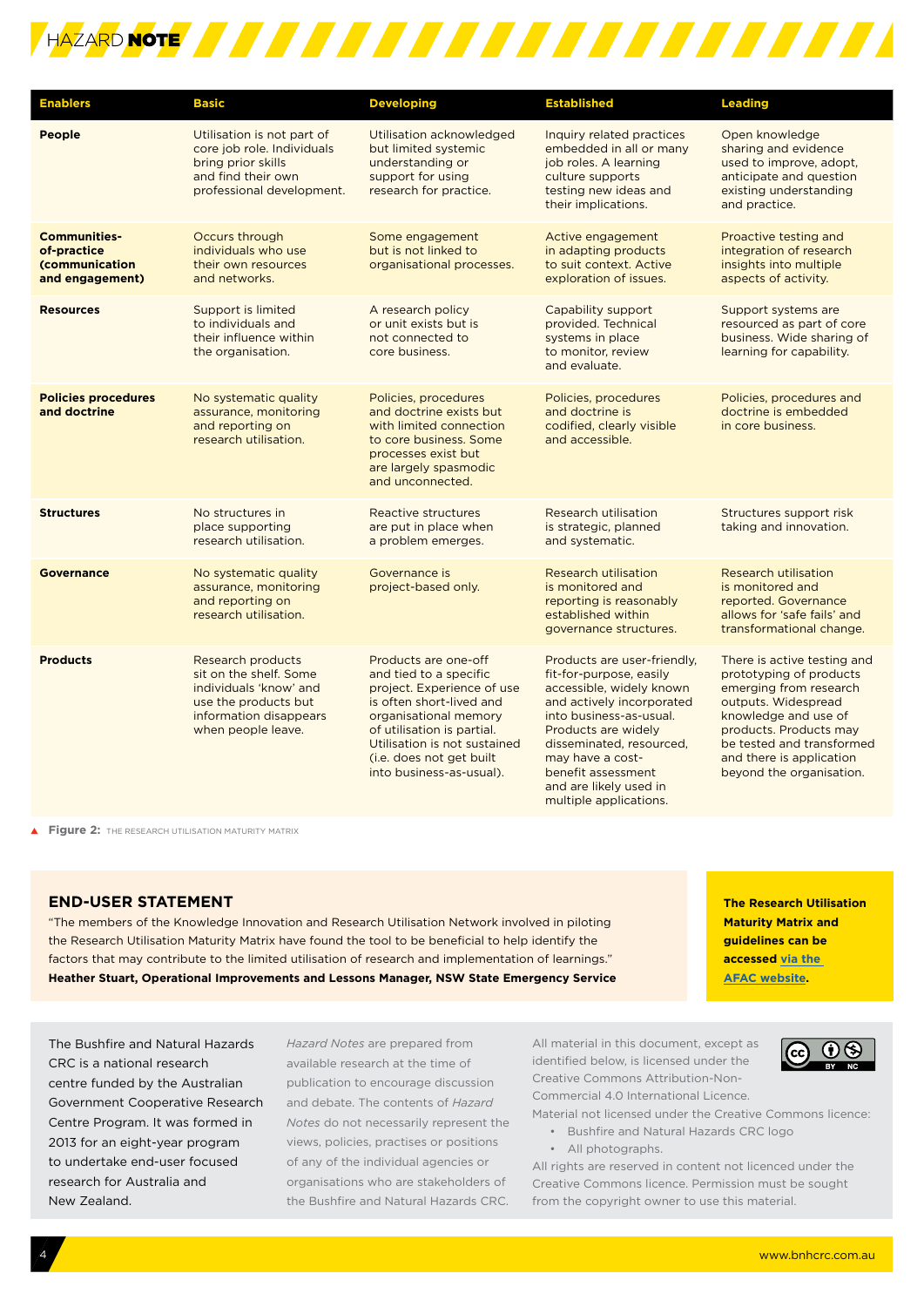| Enablers | Basic | Developing | Established | Leading |
|---|---|---|---|---|
| **People** | Utilisation is not part of core job role. Individuals bring prior skills and find their own professional development. | Utilisation acknowledged but limited systemic understanding or support for using research for practice. | Inquiry related practices embedded in all or many job roles. A learning culture supports testing new ideas and their implications. | Open knowledge sharing and evidence used to improve, adopt, anticipate and question existing understanding and practice. |
| **Communities-of-practice (communication and engagement)** | Occurs through individuals who use their own resources and networks. | Some engagement but is not linked to organisational processes. | Active engagement in adapting products to suit context. Active exploration of issues. | Proactive testing and integration of research insights into multiple aspects of activity. |
| **Resources** | Support is limited to individuals and their influence within the organisation. | A research policy or unit exists but is not connected to core business. | Capability support provided. Technical systems in place to monitor, review and evaluate. | Support systems are resourced as part of core business. Wide sharing of learning for capability. |
| **Policies procedures and doctrine** | No systematic quality assurance, monitoring and reporting on research utilisation. | Policies, procedures and doctrine exists but with limited connection to core business. Some processes exist but are largely spasmodic and unconnected. | Policies, procedures and doctrine is codified, clearly visible and accessible. | Policies, procedures and doctrine is embedded in core business. |
| **Structures** | No structures in place supporting research utilisation. | Reactive structures are put in place when a problem emerges. | Research utilisation is strategic, planned and systematic. | Structures support risk taking and innovation. |
| **Governance** | No systematic quality assurance, monitoring and reporting on research utilisation. | Governance is project-based only. | Research utilisation is monitored and reporting is reasonably established within governance structures. | Research utilisation is monitored and reported. Governance allows for 'safe fails' and transformational change. |
| **Products** | Research products sit on the shelf. Some individuals 'know' and use the products but information disappears when people leave. | Products are one-off and tied to a specific project. Experience of use is often short-lived and organisational memory of utilisation is partial. Utilisation is not sustained (i.e. does not get built into business-as-usual). | Products are user-friendly, fit-for-purpose, easily accessible, widely known and actively incorporated into business-as-usual. Products are widely disseminated, resourced, may have a cost-benefit assessment and are likely used in multiple applications. | There is active testing and prototyping of products emerging from research outputs. Widespread knowledge and use of products. Products may be tested and transformed and there is application beyond the organisation. |

**Figure 2:** THE RESEARCH UTILISATION MATURITY MATRIX

## END-USER STATEMENT

"The members of the Knowledge Innovation and Research Utilisation Network involved in piloting the Research Utilisation Maturity Matrix have found the tool to be beneficial to help identify the factors that may contribute to the limited utilisation of research and implementation of learnings."

**Heather Stuart, Operational Improvements and Lessons Manager, NSW State Emergency Service**

**The Research Utilisation Maturity Matrix and guidelines can be accessed via the AFAC website.**

The Bushfire and Natural Hazards CRC is a national research centre funded by the Australian Government Cooperative Research Centre Program. It was formed in 2013 for an eight-year program to undertake end-user focused research for Australia and New Zealand.

*Hazard Notes* are prepared from available research at the time of publication to encourage discussion and debate. The contents of *Hazard Notes* do not necessarily represent the views, policies, practises or positions of any of the individual agencies or organisations who are stakeholders of the Bushfire and Natural Hazards CRC.

All material in this document, except as identified below, is licensed under the Creative Commons Attribution-Non-Commercial 4.0 International Licence.

Material not licensed under the Creative Commons licence:

- Bushfire and Natural Hazards CRC logo
- All photographs.

All rights are reserved in content not licenced under the Creative Commons licence. Permission must be sought from the copyright owner to use this material.

www.bnhcrc.com.au